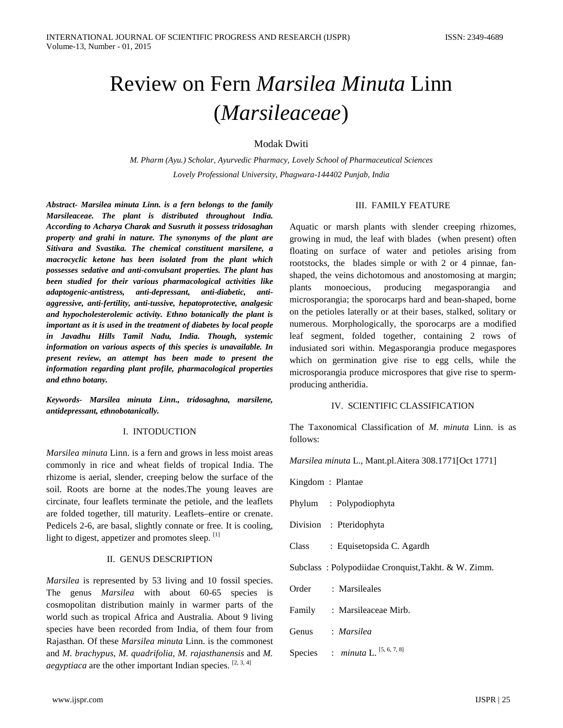# Review on Fern *Marsilea Minuta* Linn (*Marsileaceae*)

Modak Dwiti

*M. Pharm (Ayu.) Scholar, Ayurvedic Pharmacy, Lovely School of Pharmaceutical Sciences*
*Lovely Professional University, Phagwara-144402 Punjab, India*

***Abstract- Marsilea minuta Linn. is a fern belongs to the family Marsileaceae. The plant is distributed throughout India. According to Acharya Charak and Susruth it possess tridosaghan property and grahi in nature. The synonyms of the plant are Sitivara and Svastika. The chemical constituent marsilene, a macrocyclic ketone has been isolated from the plant which possesses sedative and anti-convulsant properties. The plant has been studied for their various pharmacological activities like adaptogenic-antistress, anti-depressant, anti-diabetic, anti-aggressive, anti-fertility, anti-tussive, hepatoprotective, analgesic and hypocholesterolemic activity. Ethno botanically the plant is important as it is used in the treatment of diabetes by local people in Javadhu Hills Tamil Nadu, India. Though, systemic information on various aspects of this species is unavailable. In present review, an attempt has been made to present the information regarding plant profile, pharmacological properties and ethno botany.***

***Keywords- Marsilea minuta Linn., tridosaghna, marsilene, antidepressant, ethnobotanically.***

## I. INTODUCTION

*Marsilea minuta* Linn. is a fern and grows in less moist areas commonly in rice and wheat fields of tropical India. The rhizome is aerial, slender, creeping below the surface of the soil. Roots are borne at the nodes.The young leaves are circinate, four leaflets terminate the petiole, and the leaflets are folded together, till maturity. Leaflets–entire or crenate. Pedicels 2-6, are basal, slightly connate or free. It is cooling, light to digest, appetizer and promotes sleep. [1]

## II. GENUS DESCRIPTION

*Marsilea* is represented by 53 living and 10 fossil species. The genus *Marsilea* with about 60-65 species is cosmopolitan distribution mainly in warmer parts of the world such as tropical Africa and Australia. About 9 living species have been recorded from India, of them four from Rajasthan. Of these *Marsilea minuta* Linn. is the commonest and *M. brachypus*, *M. quadrifolia*, *M. rajasthanensis* and *M. aegyptiaca* are the other important Indian species. [2, 3, 4]

## III. FAMILY FEATURE

Aquatic or marsh plants with slender creeping rhizomes, growing in mud, the leaf with blades (when present) often floating on surface of water and petioles arising from rootstocks, the blades simple or with 2 or 4 pinnae, fan-shaped, the veins dichotomous and anostomosing at margin; plants monoecious, producing megasporangia and microsporangia; the sporocarps hard and bean-shaped, borne on the petioles laterally or at their bases, stalked, solitary or numerous. Morphologically, the sporocarps are a modified leaf segment, folded together, containing 2 rows of indusiated sori within. Megasporangia produce megaspores which on germination give rise to egg cells, while the microsporangia produce microspores that give rise to sperm-producing antheridia.

## IV. SCIENTIFIC CLASSIFICATION

The Taxonomical Classification of *M. minuta* Linn. is as follows:

*Marsilea minuta* L., Mant.pl.Aitera 308.1771[Oct 1771]

Kingdom : Plantae

Phylum : Polypodiophyta

Division : Pteridophyta

Class : Equisetopsida C. Agardh

Subclass : Polypodiidae Cronquist,Takht. & W. Zimm.

Order : Marsileales

Family : Marsileaceae Mirb.

Genus : *Marsilea*

Species : *minuta* L. [5, 6, 7, 8]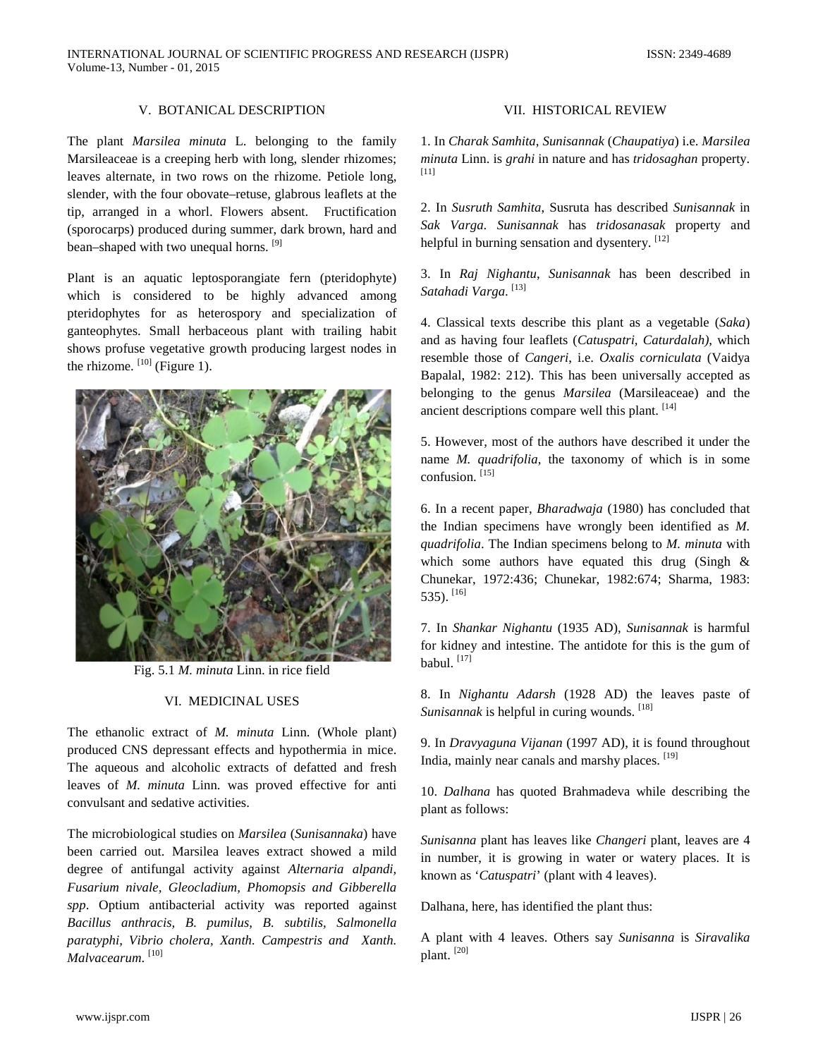## V. BOTANICAL DESCRIPTION

The plant *Marsilea minuta* L. belonging to the family Marsileaceae is a creeping herb with long, slender rhizomes; leaves alternate, in two rows on the rhizome. Petiole long, slender, with the four obovate–retuse, glabrous leaflets at the tip, arranged in a whorl. Flowers absent. Fructification (sporocarps) produced during summer, dark brown, hard and bean–shaped with two unequal horns. [9]

Plant is an aquatic leptosporangiate fern (pteridophyte) which is considered to be highly advanced among pteridophytes for as heterospory and specialization of ganteophytes. Small herbaceous plant with trailing habit shows profuse vegetative growth producing largest nodes in the rhizome. [10] (Figure 1).

Fig. 5.1 *M. minuta* Linn. in rice field

## VI. MEDICINAL USES

The ethanolic extract of *M. minuta* Linn. (Whole plant) produced CNS depressant effects and hypothermia in mice. The aqueous and alcoholic extracts of defatted and fresh leaves of *M. minuta* Linn. was proved effective for anti convulsant and sedative activities.

The microbiological studies on *Marsilea* (*Sunisannaka*) have been carried out. Marsilea leaves extract showed a mild degree of antifungal activity against *Alternaria alpandi, Fusarium nivale, Gleocladium, Phomopsis and Gibberella spp*. Optium antibacterial activity was reported against *Bacillus anthracis, B. pumilus, B. subtilis, Salmonella paratyphi, Vibrio cholera, Xanth. Campestris and Xanth. Malvacearum.* [10]

## VII. HISTORICAL REVIEW

1. In *Charak Samhita*, *Sunisannak* (*Chaupatiya*) i.e. *Marsilea minuta* Linn. is *grahi* in nature and has *tridosaghan* property. [11]

2. In *Susruth Samhita*, Susruta has described *Sunisannak* in *Sak Varga*. *Sunisannak* has *tridosanasak* property and helpful in burning sensation and dysentery. [12]

3. In *Raj Nighantu*, *Sunisannak* has been described in *Satahadi Varga.* [13]

4. Classical texts describe this plant as a vegetable (*Saka*) and as having four leaflets (*Catuspatri, Caturdalah)*, which resemble those of *Cangeri*, i.e. *Oxalis corniculata* (Vaidya Bapalal, 1982: 212). This has been universally accepted as belonging to the genus *Marsilea* (Marsileaceae) and the ancient descriptions compare well this plant. [14]

5. However, most of the authors have described it under the name *M. quadrifolia*, the taxonomy of which is in some confusion. [15]

6. In a recent paper, *Bharadwaja* (1980) has concluded that the Indian specimens have wrongly been identified as *M. quadrifolia*. The Indian specimens belong to *M. minuta* with which some authors have equated this drug (Singh & Chunekar, 1972:436; Chunekar, 1982:674; Sharma, 1983: 535). [16]

7. In *Shankar Nighantu* (1935 AD), *Sunisannak* is harmful for kidney and intestine. The antidote for this is the gum of babul. [17]

8. In *Nighantu Adarsh* (1928 AD) the leaves paste of *Sunisannak* is helpful in curing wounds. [18]

9. In *Dravyaguna Vijanan* (1997 AD), it is found throughout India, mainly near canals and marshy places. [19]

10. *Dalhana* has quoted Brahmadeva while describing the plant as follows:

*Sunisanna* plant has leaves like *Changeri* plant, leaves are 4 in number, it is growing in water or watery places. It is known as '*Catuspatri*' (plant with 4 leaves).

Dalhana, here, has identified the plant thus:

A plant with 4 leaves. Others say *Sunisanna* is *Siravalika* plant. [20]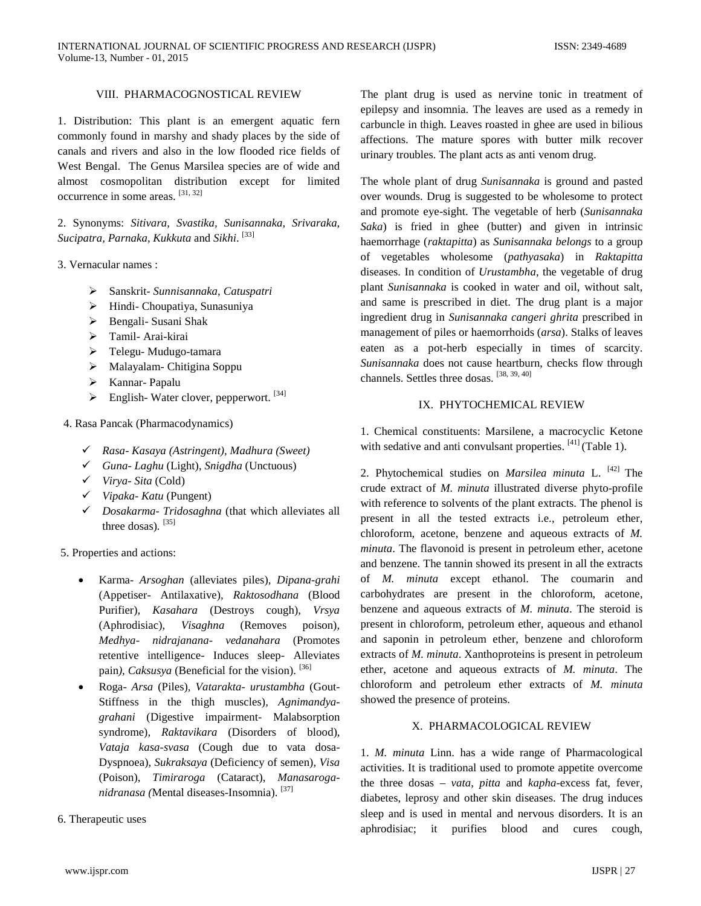## VIII. PHARMACOGNOSTICAL REVIEW

1. Distribution: This plant is an emergent aquatic fern commonly found in marshy and shady places by the side of canals and rivers and also in the low flooded rice fields of West Bengal. The Genus Marsilea species are of wide and almost cosmopolitan distribution except for limited occurrence in some areas. [31, 32]

2. Synonyms: *Sitivara, Svastika, Sunisannaka, Srivaraka, Sucipatra, Parnaka, Kukkuta* and *Sikhi*. [33]

3. Vernacular names :

- Sanskrit- *Sunnisannaka, Catuspatri*
- Hindi- Choupatiya, Sunasuniya
- Bengali- Susani Shak
- Tamil- Arai-kirai
- Telegu- Mudugo-tamara
- Malayalam- Chitigina Soppu
- Kannar- Papalu
- English- Water clover, pepperwort. [34]

4. Rasa Pancak (Pharmacodynamics)

- *Rasa- Kasaya (Astringent), Madhura (Sweet)*
- *Guna- Laghu* (Light), *Snigdha* (Unctuous)
- *Virya- Sita* (Cold)
- *Vipaka- Katu* (Pungent)
- *Dosakarma- Tridosaghna* (that which alleviates all three dosas). [35]

5. Properties and actions:

- Karma- *Arsoghan* (alleviates piles), *Dipana-grahi* (Appetiser- Antilaxative), *Raktosodhana* (Blood Purifier), *Kasahara* (Destroys cough), *Vrsya* (Aphrodisiac), *Visaghna* (Removes poison), *Medhya- nidrajanana- vedanahara* (Promotes retentive intelligence- Induces sleep- Alleviates pain), *Caksusya* (Beneficial for the vision). [36]
- Roga- *Arsa* (Piles), *Vatarakta- urustambha* (Gout- Stiffness in the thigh muscles), *Agnimandya-grahani* (Digestive impairment- Malabsorption syndrome), *Raktavikara* (Disorders of blood), *Vataja kasa-svasa* (Cough due to vata dosa- Dyspnoea), *Sukraksaya* (Deficiency of semen), *Visa* (Poison), *Timiraroga* (Cataract), *Manasaroga-nidranasa (*Mental diseases-Insomnia). [37]

6. Therapeutic uses

The plant drug is used as nervine tonic in treatment of epilepsy and insomnia. The leaves are used as a remedy in carbuncle in thigh. Leaves roasted in ghee are used in bilious affections. The mature spores with butter milk recover urinary troubles. The plant acts as anti venom drug.

The whole plant of drug *Sunisannaka* is ground and pasted over wounds. Drug is suggested to be wholesome to protect and promote eye-sight. The vegetable of herb (*Sunisannaka Saka*) is fried in ghee (butter) and given in intrinsic haemorrhage (*raktapitta*) as *Sunisannaka belongs* to a group of vegetables wholesome (*pathyasaka*) in *Raktapitta* diseases. In condition of *Urustambha*, the vegetable of drug plant *Sunisannaka* is cooked in water and oil, without salt, and same is prescribed in diet. The drug plant is a major ingredient drug in *Sunisannaka cangeri ghrita* prescribed in management of piles or haemorrhoids (*arsa*). Stalks of leaves eaten as a pot-herb especially in times of scarcity. *Sunisannaka* does not cause heartburn, checks flow through channels. Settles three dosas. [38, 39, 40]

## IX. PHYTOCHEMICAL REVIEW

1. Chemical constituents: Marsilene, a macrocyclic Ketone with sedative and anti convulsant properties. [41] (Table 1).

2. Phytochemical studies on *Marsilea minuta* L. [42] The crude extract of *M. minuta* illustrated diverse phyto-profile with reference to solvents of the plant extracts. The phenol is present in all the tested extracts i.e., petroleum ether, chloroform, acetone, benzene and aqueous extracts of *M. minuta*. The flavonoid is present in petroleum ether, acetone and benzene. The tannin showed its present in all the extracts of *M. minuta* except ethanol. The coumarin and carbohydrates are present in the chloroform, acetone, benzene and aqueous extracts of *M. minuta*. The steroid is present in chloroform, petroleum ether, aqueous and ethanol and saponin in petroleum ether, benzene and chloroform extracts of *M. minuta*. Xanthoproteins is present in petroleum ether, acetone and aqueous extracts of *M. minuta*. The chloroform and petroleum ether extracts of *M. minuta* showed the presence of proteins.

## X. PHARMACOLOGICAL REVIEW

1. *M. minuta* Linn. has a wide range of Pharmacological activities. It is traditional used to promote appetite overcome the three dosas – *vata*, *pitta* and *kapha*-excess fat, fever, diabetes, leprosy and other skin diseases. The drug induces sleep and is used in mental and nervous disorders. It is an aphrodisiac; it purifies blood and cures cough,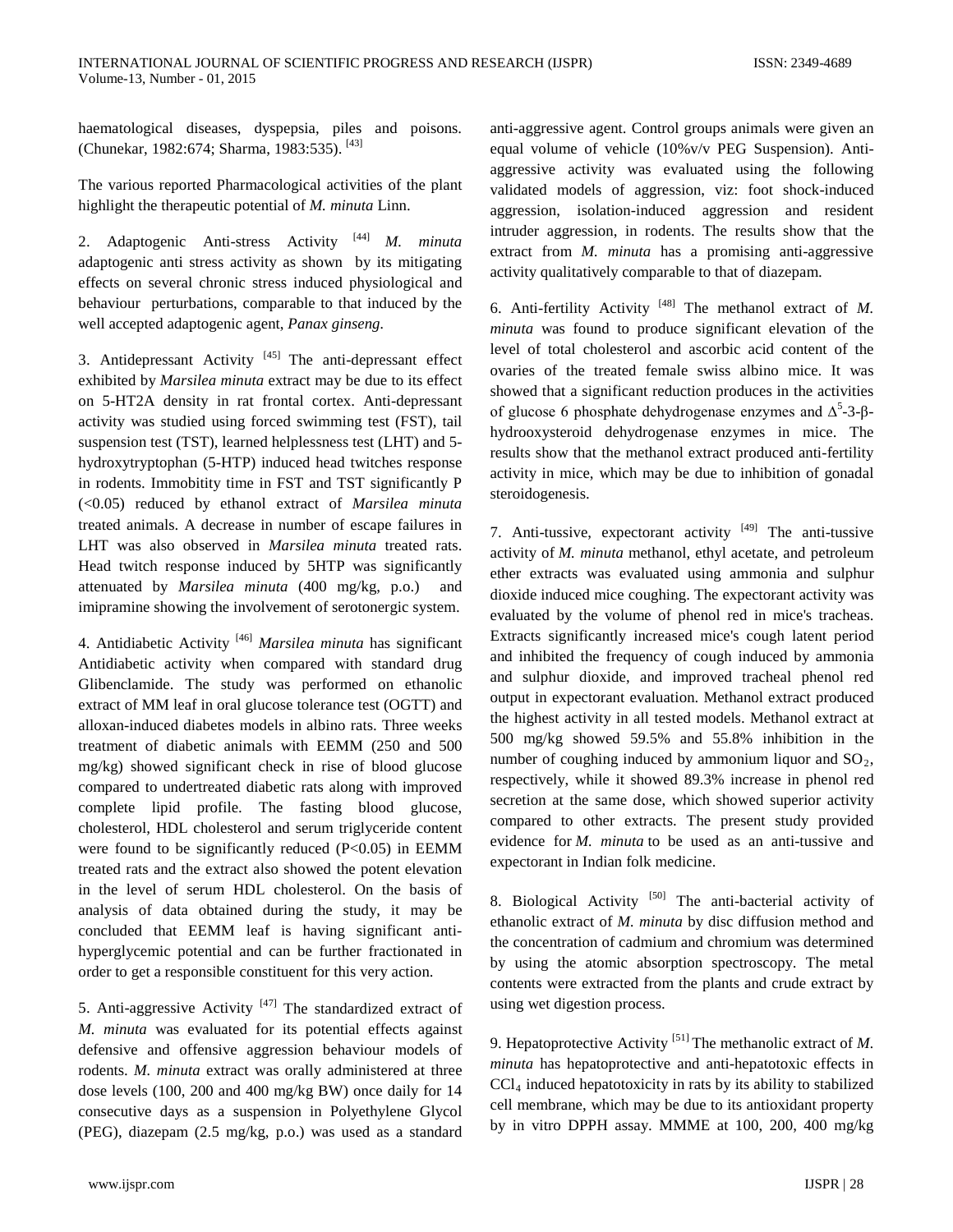haematological diseases, dyspepsia, piles and poisons. (Chunekar, 1982:674; Sharma, 1983:535). [43]

The various reported Pharmacological activities of the plant highlight the therapeutic potential of *M. minuta* Linn.

2. Adaptogenic Anti-stress Activity [44] *M. minuta* adaptogenic anti stress activity as shown by its mitigating effects on several chronic stress induced physiological and behaviour perturbations, comparable to that induced by the well accepted adaptogenic agent, *Panax ginseng*.

3. Antidepressant Activity [45] The anti-depressant effect exhibited by *Marsilea minuta* extract may be due to its effect on 5-HT2A density in rat frontal cortex. Anti-depressant activity was studied using forced swimming test (FST), tail suspension test (TST), learned helplessness test (LHT) and 5-hydroxytryptophan (5-HTP) induced head twitches response in rodents. Immobitity time in FST and TST significantly P (<0.05) reduced by ethanol extract of *Marsilea minuta* treated animals. A decrease in number of escape failures in LHT was also observed in *Marsilea minuta* treated rats. Head twitch response induced by 5HTP was significantly attenuated by *Marsilea minuta* (400 mg/kg, p.o.) and imipramine showing the involvement of serotonergic system.

4. Antidiabetic Activity [46] *Marsilea minuta* has significant Antidiabetic activity when compared with standard drug Glibenclamide. The study was performed on ethanolic extract of MM leaf in oral glucose tolerance test (OGTT) and alloxan-induced diabetes models in albino rats. Three weeks treatment of diabetic animals with EEMM (250 and 500 mg/kg) showed significant check in rise of blood glucose compared to undertreated diabetic rats along with improved complete lipid profile. The fasting blood glucose, cholesterol, HDL cholesterol and serum triglyceride content were found to be significantly reduced (P<0.05) in EEMM treated rats and the extract also showed the potent elevation in the level of serum HDL cholesterol. On the basis of analysis of data obtained during the study, it may be concluded that EEMM leaf is having significant anti-hyperglycemic potential and can be further fractionated in order to get a responsible constituent for this very action.

5. Anti-aggressive Activity [47] The standardized extract of *M. minuta* was evaluated for its potential effects against defensive and offensive aggression behaviour models of rodents. *M. minuta* extract was orally administered at three dose levels (100, 200 and 400 mg/kg BW) once daily for 14 consecutive days as a suspension in Polyethylene Glycol (PEG), diazepam (2.5 mg/kg, p.o.) was used as a standard anti-aggressive agent. Control groups animals were given an equal volume of vehicle (10%v/v PEG Suspension). Anti-aggressive activity was evaluated using the following validated models of aggression, viz: foot shock-induced aggression, isolation-induced aggression and resident intruder aggression, in rodents. The results show that the extract from *M. minuta* has a promising anti-aggressive activity qualitatively comparable to that of diazepam.

6. Anti-fertility Activity [48] The methanol extract of *M. minuta* was found to produce significant elevation of the level of total cholesterol and ascorbic acid content of the ovaries of the treated female swiss albino mice. It was showed that a significant reduction produces in the activities of glucose 6 phosphate dehydrogenase enzymes and $\Delta^5$-3-β-hydrooxysteroid dehydrogenase enzymes in mice. The results show that the methanol extract produced anti-fertility activity in mice, which may be due to inhibition of gonadal steroidogenesis.

7. Anti-tussive, expectorant activity [49] The anti-tussive activity of *M. minuta* methanol, ethyl acetate, and petroleum ether extracts was evaluated using ammonia and sulphur dioxide induced mice coughing. The expectorant activity was evaluated by the volume of phenol red in mice's tracheas. Extracts significantly increased mice's cough latent period and inhibited the frequency of cough induced by ammonia and sulphur dioxide, and improved tracheal phenol red output in expectorant evaluation. Methanol extract produced the highest activity in all tested models. Methanol extract at 500 mg/kg showed 59.5% and 55.8% inhibition in the number of coughing induced by ammonium liquor and $SO_2$, respectively, while it showed 89.3% increase in phenol red secretion at the same dose, which showed superior activity compared to other extracts. The present study provided evidence for *M. minuta* to be used as an anti-tussive and expectorant in Indian folk medicine.

8. Biological Activity [50] The anti-bacterial activity of ethanolic extract of *M. minuta* by disc diffusion method and the concentration of cadmium and chromium was determined by using the atomic absorption spectroscopy. The metal contents were extracted from the plants and crude extract by using wet digestion process.

9. Hepatoprotective Activity [51] The methanolic extract of *M. minuta* has hepatoprotective and anti-hepatotoxic effects in $CCl_4$ induced hepatotoxicity in rats by its ability to stabilized cell membrane, which may be due to its antioxidant property by in vitro DPPH assay. MMME at 100, 200, 400 mg/kg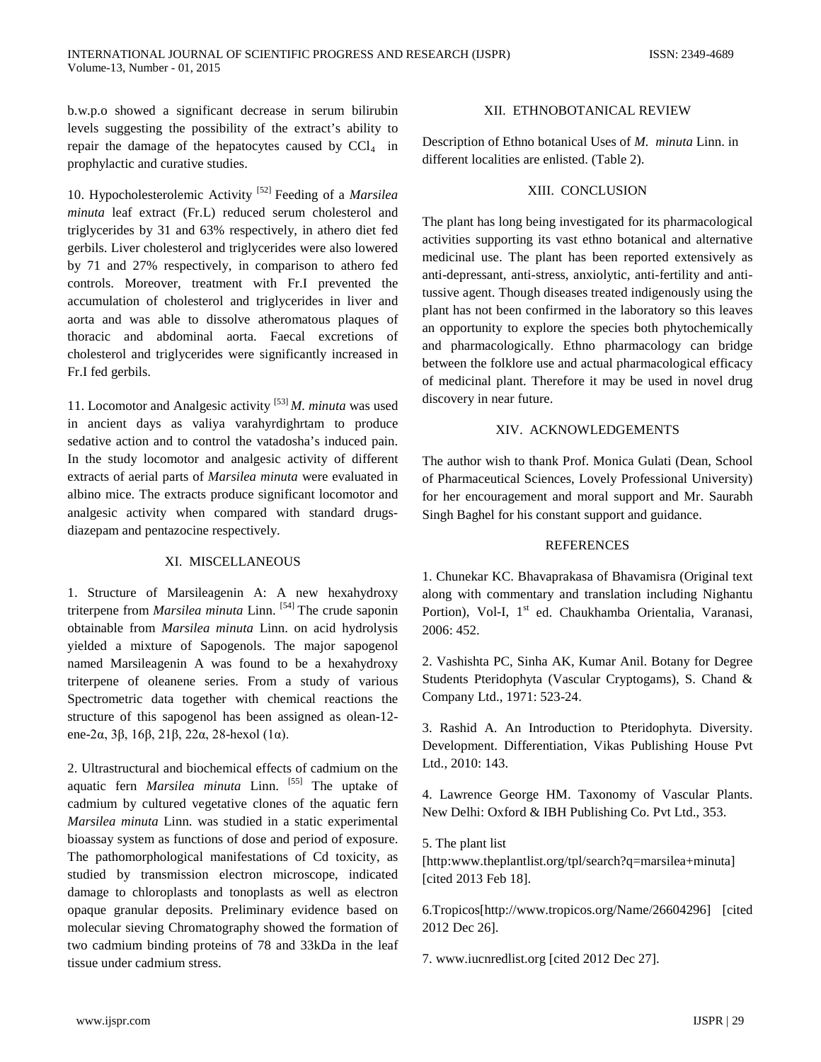b.w.p.o showed a significant decrease in serum bilirubin levels suggesting the possibility of the extract's ability to repair the damage of the hepatocytes caused by $CCl_4$ in prophylactic and curative studies.

10. Hypocholesterolemic Activity [52] Feeding of a *Marsilea minuta* leaf extract (Fr.L) reduced serum cholesterol and triglycerides by 31 and 63% respectively, in athero diet fed gerbils. Liver cholesterol and triglycerides were also lowered by 71 and 27% respectively, in comparison to athero fed controls. Moreover, treatment with Fr.I prevented the accumulation of cholesterol and triglycerides in liver and aorta and was able to dissolve atheromatous plaques of thoracic and abdominal aorta. Faecal excretions of cholesterol and triglycerides were significantly increased in Fr.I fed gerbils.

11. Locomotor and Analgesic activity [53] *M. minuta* was used in ancient days as valiya varahyrdighrtam to produce sedative action and to control the vatadosha's induced pain. In the study locomotor and analgesic activity of different extracts of aerial parts of *Marsilea minuta* were evaluated in albino mice. The extracts produce significant locomotor and analgesic activity when compared with standard drugs-diazepam and pentazocine respectively.

## XI. MISCELLANEOUS

1. Structure of Marsileagenin A: A new hexahydroxy triterpene from *Marsilea minuta* Linn. [54] The crude saponin obtainable from *Marsilea minuta* Linn. on acid hydrolysis yielded a mixture of Sapogenols. The major sapogenol named Marsileagenin A was found to be a hexahydroxy triterpene of oleanene series. From a study of various Spectrometric data together with chemical reactions the structure of this sapogenol has been assigned as olean-12-ene-2α, 3β, 16β, 21β, 22α, 28-hexol (1α).

2. Ultrastructural and biochemical effects of cadmium on the aquatic fern *Marsilea minuta* Linn. [55] The uptake of cadmium by cultured vegetative clones of the aquatic fern *Marsilea minuta* Linn. was studied in a static experimental bioassay system as functions of dose and period of exposure. The pathomorphological manifestations of Cd toxicity, as studied by transmission electron microscope, indicated damage to chloroplasts and tonoplasts as well as electron opaque granular deposits. Preliminary evidence based on molecular sieving Chromatography showed the formation of two cadmium binding proteins of 78 and 33kDa in the leaf tissue under cadmium stress.

## XII. ETHNOBOTANICAL REVIEW

Description of Ethno botanical Uses of *M. minuta* Linn. in different localities are enlisted. (Table 2).

## XIII. CONCLUSION

The plant has long being investigated for its pharmacological activities supporting its vast ethno botanical and alternative medicinal use. The plant has been reported extensively as anti-depressant, anti-stress, anxiolytic, anti-fertility and anti-tussive agent. Though diseases treated indigenously using the plant has not been confirmed in the laboratory so this leaves an opportunity to explore the species both phytochemically and pharmacologically. Ethno pharmacology can bridge between the folklore use and actual pharmacological efficacy of medicinal plant. Therefore it may be used in novel drug discovery in near future.

## XIV. ACKNOWLEDGEMENTS

The author wish to thank Prof. Monica Gulati (Dean, School of Pharmaceutical Sciences, Lovely Professional University) for her encouragement and moral support and Mr. Saurabh Singh Baghel for his constant support and guidance.

## REFERENCES

1. Chunekar KC. Bhavaprakasa of Bhavamisra (Original text along with commentary and translation including Nighantu Portion), Vol-I, 1st ed. Chaukhamba Orientalia, Varanasi, 2006: 452.

2. Vashishta PC, Sinha AK, Kumar Anil. Botany for Degree Students Pteridophyta (Vascular Cryptogams), S. Chand & Company Ltd., 1971: 523-24.

3. Rashid A. An Introduction to Pteridophyta. Diversity. Development. Differentiation, Vikas Publishing House Pvt Ltd., 2010: 143.

4. Lawrence George HM. Taxonomy of Vascular Plants. New Delhi: Oxford & IBH Publishing Co. Pvt Ltd., 353.

5. The plant list [http:www.theplantlist.org/tpl/search?q=marsilea+minuta] [cited 2013 Feb 18].

6.Tropicos[http://www.tropicos.org/Name/26604296] [cited 2012 Dec 26].

7. www.iucnredlist.org [cited 2012 Dec 27].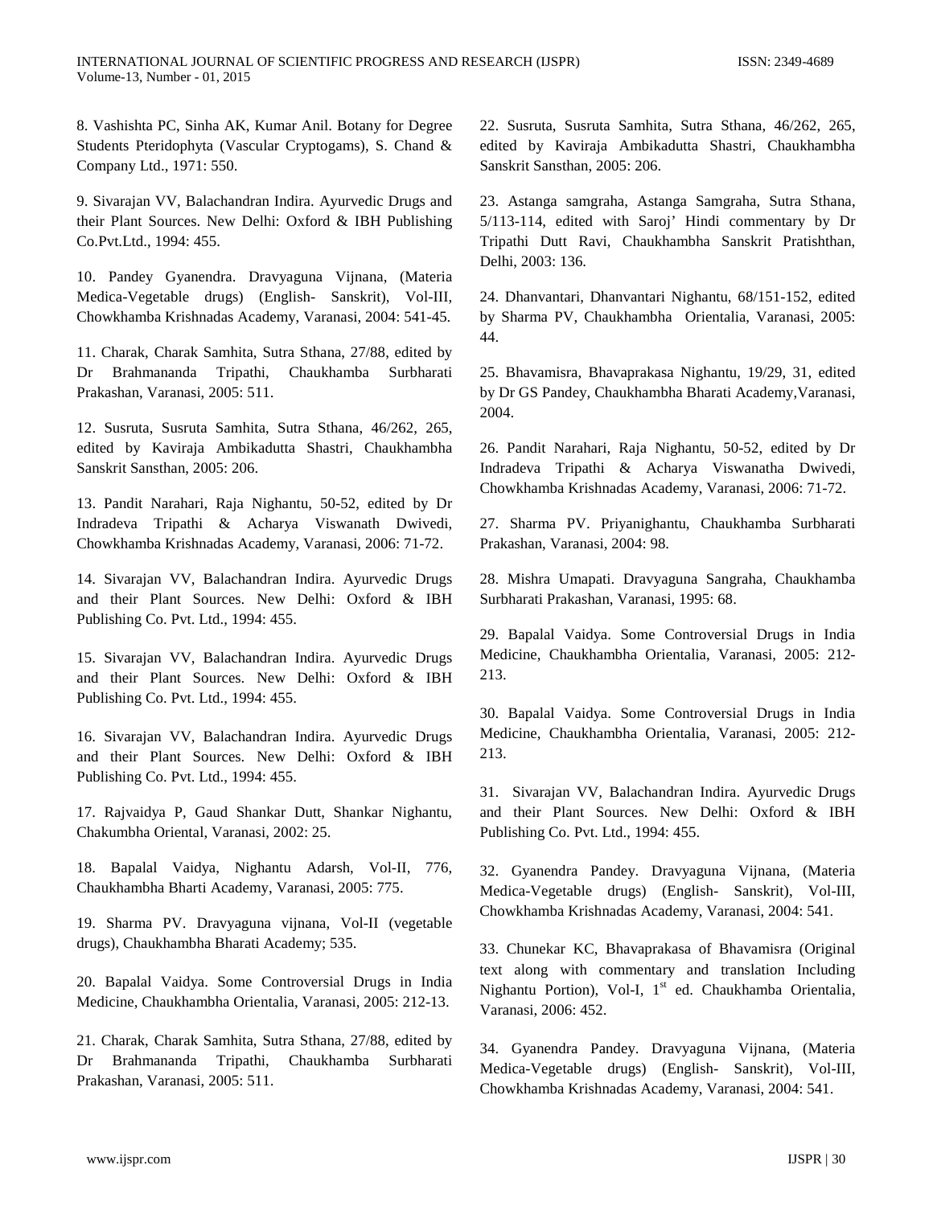8. Vashishta PC, Sinha AK, Kumar Anil. Botany for Degree Students Pteridophyta (Vascular Cryptogams), S. Chand & Company Ltd., 1971: 550.

9. Sivarajan VV, Balachandran Indira. Ayurvedic Drugs and their Plant Sources. New Delhi: Oxford & IBH Publishing Co.Pvt.Ltd., 1994: 455.

10. Pandey Gyanendra. Dravyaguna Vijnana, (Materia Medica-Vegetable drugs) (English- Sanskrit), Vol-III, Chowkhamba Krishnadas Academy, Varanasi, 2004: 541-45.

11. Charak, Charak Samhita, Sutra Sthana, 27/88, edited by Dr Brahmananda Tripathi, Chaukhamba Surbharati Prakashan, Varanasi, 2005: 511.

12. Susruta, Susruta Samhita, Sutra Sthana, 46/262, 265, edited by Kaviraja Ambikadutta Shastri, Chaukhambha Sanskrit Sansthan, 2005: 206.

13. Pandit Narahari, Raja Nighantu, 50-52, edited by Dr Indradeva Tripathi & Acharya Viswanath Dwivedi, Chowkhamba Krishnadas Academy, Varanasi, 2006: 71-72.

14. Sivarajan VV, Balachandran Indira. Ayurvedic Drugs and their Plant Sources. New Delhi: Oxford & IBH Publishing Co. Pvt. Ltd., 1994: 455.

15. Sivarajan VV, Balachandran Indira. Ayurvedic Drugs and their Plant Sources. New Delhi: Oxford & IBH Publishing Co. Pvt. Ltd., 1994: 455.

16. Sivarajan VV, Balachandran Indira. Ayurvedic Drugs and their Plant Sources. New Delhi: Oxford & IBH Publishing Co. Pvt. Ltd., 1994: 455.

17. Rajvaidya P, Gaud Shankar Dutt, Shankar Nighantu, Chakumbha Oriental, Varanasi, 2002: 25.

18. Bapalal Vaidya, Nighantu Adarsh, Vol-II, 776, Chaukhambha Bharti Academy, Varanasi, 2005: 775.

19. Sharma PV. Dravyaguna vijnana, Vol-II (vegetable drugs), Chaukhambha Bharati Academy; 535.

20. Bapalal Vaidya. Some Controversial Drugs in India Medicine, Chaukhambha Orientalia, Varanasi, 2005: 212-13.

21. Charak, Charak Samhita, Sutra Sthana, 27/88, edited by Dr Brahmananda Tripathi, Chaukhamba Surbharati Prakashan, Varanasi, 2005: 511.

22. Susruta, Susruta Samhita, Sutra Sthana, 46/262, 265, edited by Kaviraja Ambikadutta Shastri, Chaukhambha Sanskrit Sansthan, 2005: 206.

23. Astanga samgraha, Astanga Samgraha, Sutra Sthana, 5/113-114, edited with Saroj' Hindi commentary by Dr Tripathi Dutt Ravi, Chaukhambha Sanskrit Pratishthan, Delhi, 2003: 136.

24. Dhanvantari, Dhanvantari Nighantu, 68/151-152, edited by Sharma PV, Chaukhambha Orientalia, Varanasi, 2005: 44.

25. Bhavamisra, Bhavaprakasa Nighantu, 19/29, 31, edited by Dr GS Pandey, Chaukhambha Bharati Academy,Varanasi, 2004.

26. Pandit Narahari, Raja Nighantu, 50-52, edited by Dr Indradeva Tripathi & Acharya Viswanatha Dwivedi, Chowkhamba Krishnadas Academy, Varanasi, 2006: 71-72.

27. Sharma PV. Priyanighantu, Chaukhamba Surbharati Prakashan, Varanasi, 2004: 98.

28. Mishra Umapati. Dravyaguna Sangraha, Chaukhamba Surbharati Prakashan, Varanasi, 1995: 68.

29. Bapalal Vaidya. Some Controversial Drugs in India Medicine, Chaukhambha Orientalia, Varanasi, 2005: 212-213.

30. Bapalal Vaidya. Some Controversial Drugs in India Medicine, Chaukhambha Orientalia, Varanasi, 2005: 212-213.

31. Sivarajan VV, Balachandran Indira. Ayurvedic Drugs and their Plant Sources. New Delhi: Oxford & IBH Publishing Co. Pvt. Ltd., 1994: 455.

32. Gyanendra Pandey. Dravyaguna Vijnana, (Materia Medica-Vegetable drugs) (English- Sanskrit), Vol-III, Chowkhamba Krishnadas Academy, Varanasi, 2004: 541.

33. Chunekar KC, Bhavaprakasa of Bhavamisra (Original text along with commentary and translation Including Nighantu Portion), Vol-I, 1st ed. Chaukhamba Orientalia, Varanasi, 2006: 452.

34. Gyanendra Pandey. Dravyaguna Vijnana, (Materia Medica-Vegetable drugs) (English- Sanskrit), Vol-III, Chowkhamba Krishnadas Academy, Varanasi, 2004: 541.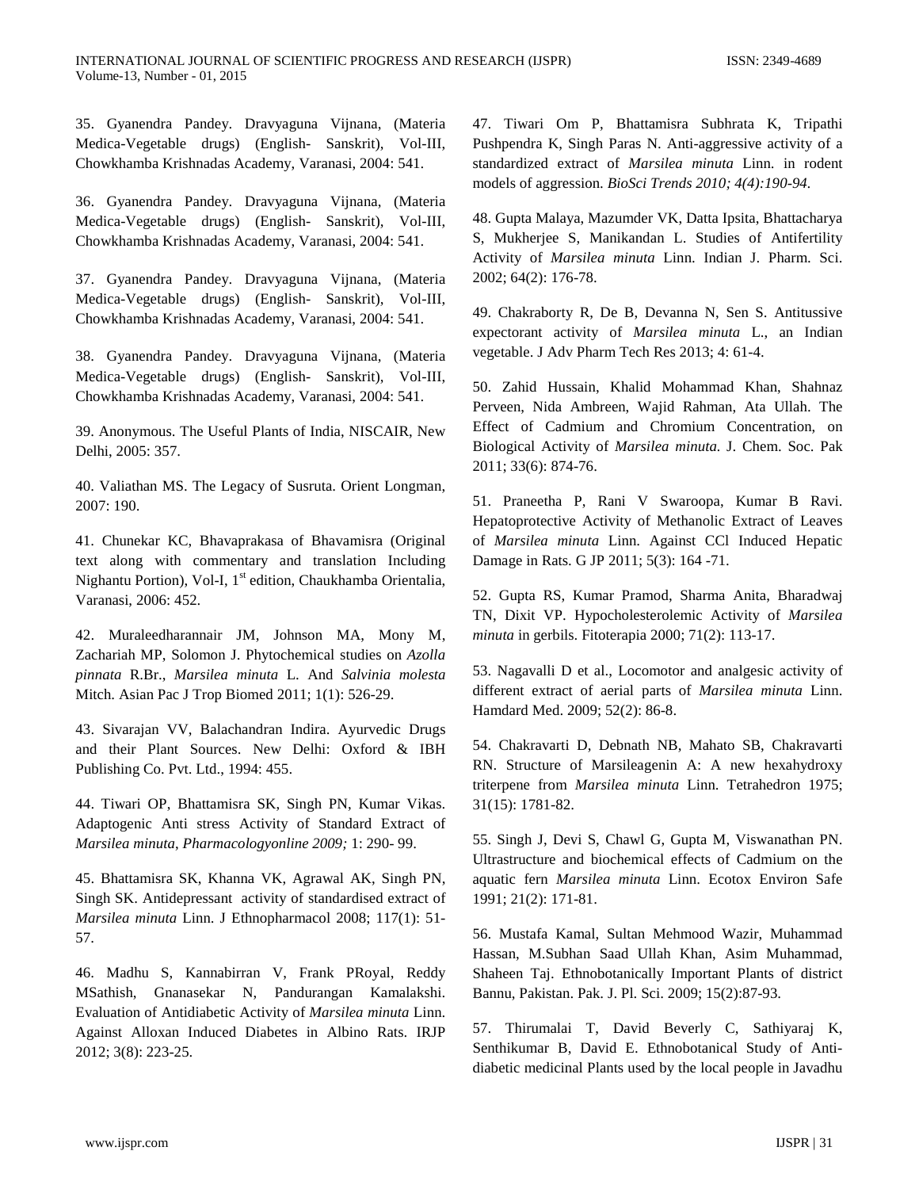35. Gyanendra Pandey. Dravyaguna Vijnana, (Materia Medica-Vegetable drugs) (English- Sanskrit), Vol-III, Chowkhamba Krishnadas Academy, Varanasi, 2004: 541.

36. Gyanendra Pandey. Dravyaguna Vijnana, (Materia Medica-Vegetable drugs) (English- Sanskrit), Vol-III, Chowkhamba Krishnadas Academy, Varanasi, 2004: 541.

37. Gyanendra Pandey. Dravyaguna Vijnana, (Materia Medica-Vegetable drugs) (English- Sanskrit), Vol-III, Chowkhamba Krishnadas Academy, Varanasi, 2004: 541.

38. Gyanendra Pandey. Dravyaguna Vijnana, (Materia Medica-Vegetable drugs) (English- Sanskrit), Vol-III, Chowkhamba Krishnadas Academy, Varanasi, 2004: 541.

39. Anonymous. The Useful Plants of India, NISCAIR, New Delhi, 2005: 357.

40. Valiathan MS. The Legacy of Susruta. Orient Longman, 2007: 190.

41. Chunekar KC, Bhavaprakasa of Bhavamisra (Original text along with commentary and translation Including Nighantu Portion), Vol-I, 1st edition, Chaukhamba Orientalia, Varanasi, 2006: 452.

42. Muraleedharannair JM, Johnson MA, Mony M, Zachariah MP, Solomon J. Phytochemical studies on *Azolla pinnata* R.Br., *Marsilea minuta* L. And *Salvinia molesta* Mitch. Asian Pac J Trop Biomed 2011; 1(1): 526-29.

43. Sivarajan VV, Balachandran Indira. Ayurvedic Drugs and their Plant Sources. New Delhi: Oxford & IBH Publishing Co. Pvt. Ltd., 1994: 455.

44. Tiwari OP, Bhattamisra SK, Singh PN, Kumar Vikas. Adaptogenic Anti stress Activity of Standard Extract of *Marsilea minuta*, *Pharmacologyonline 2009;* 1: 290- 99.

45. Bhattamisra SK, Khanna VK, Agrawal AK, Singh PN, Singh SK. Antidepressant activity of standardised extract of *Marsilea minuta* Linn. J Ethnopharmacol 2008; 117(1): 51-57.

46. Madhu S, Kannabirran V, Frank PRoyal, Reddy MSathish, Gnanasekar N, Pandurangan Kamalakshi. Evaluation of Antidiabetic Activity of *Marsilea minuta* Linn. Against Alloxan Induced Diabetes in Albino Rats. IRJP 2012; 3(8): 223-25.

47. Tiwari Om P, Bhattamisra Subhrata K, Tripathi Pushpendra K, Singh Paras N. Anti-aggressive activity of a standardized extract of *Marsilea minuta* Linn. in rodent models of aggression. *BioSci Trends 2010; 4(4):190-94.*

48. Gupta Malaya, Mazumder VK, Datta Ipsita, Bhattacharya S, Mukherjee S, Manikandan L. Studies of Antifertility Activity of *Marsilea minuta* Linn. Indian J. Pharm. Sci. 2002; 64(2): 176-78.

49. Chakraborty R, De B, Devanna N, Sen S. Antitussive expectorant activity of *Marsilea minuta* L., an Indian vegetable. J Adv Pharm Tech Res 2013; 4: 61-4.

50. Zahid Hussain, Khalid Mohammad Khan, Shahnaz Perveen, Nida Ambreen, Wajid Rahman, Ata Ullah. The Effect of Cadmium and Chromium Concentration, on Biological Activity of *Marsilea minuta.* J. Chem. Soc. Pak 2011; 33(6): 874-76.

51. Praneetha P, Rani V Swaroopa, Kumar B Ravi. Hepatoprotective Activity of Methanolic Extract of Leaves of *Marsilea minuta* Linn. Against CCl Induced Hepatic Damage in Rats. G JP 2011; 5(3): 164 -71.

52. Gupta RS, Kumar Pramod, Sharma Anita, Bharadwaj TN, Dixit VP. Hypocholesterolemic Activity of *Marsilea minuta* in gerbils. Fitoterapia 2000; 71(2): 113-17.

53. Nagavalli D et al., Locomotor and analgesic activity of different extract of aerial parts of *Marsilea minuta* Linn. Hamdard Med. 2009; 52(2): 86-8.

54. Chakravarti D, Debnath NB, Mahato SB, Chakravarti RN. Structure of Marsileagenin A: A new hexahydroxy triterpene from *Marsilea minuta* Linn. Tetrahedron 1975; 31(15): 1781-82.

55. Singh J, Devi S, Chawl G, Gupta M, Viswanathan PN. Ultrastructure and biochemical effects of Cadmium on the aquatic fern *Marsilea minuta* Linn. Ecotox Environ Safe 1991; 21(2): 171-81.

56. Mustafa Kamal, Sultan Mehmood Wazir, Muhammad Hassan, M.Subhan Saad Ullah Khan, Asim Muhammad, Shaheen Taj. Ethnobotanically Important Plants of district Bannu, Pakistan. Pak. J. Pl. Sci. 2009; 15(2):87-93.

57. Thirumalai T, David Beverly C, Sathiyaraj K, Senthikumar B, David E. Ethnobotanical Study of Anti-diabetic medicinal Plants used by the local people in Javadhu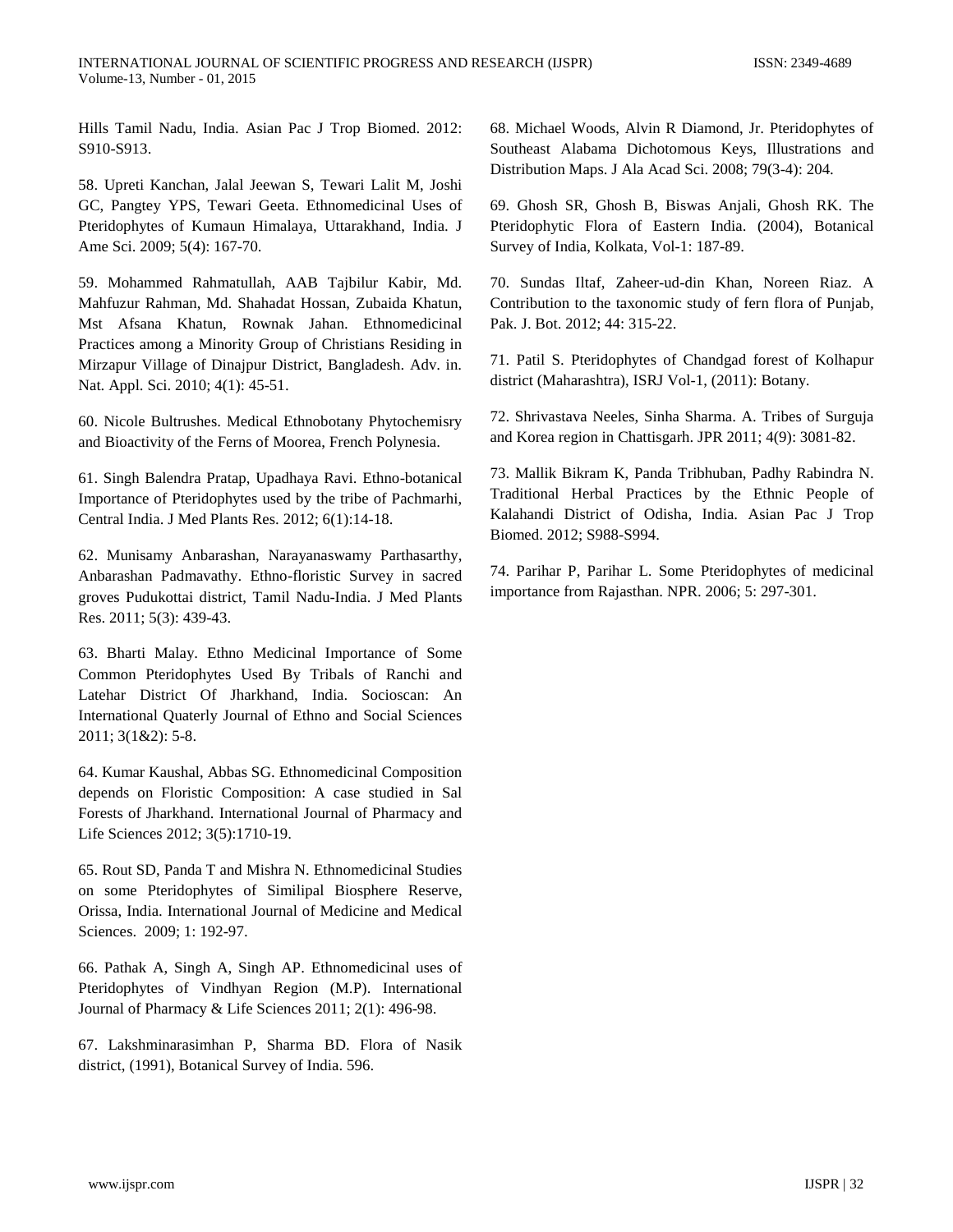Hills Tamil Nadu, India. Asian Pac J Trop Biomed. 2012: S910-S913.

58. Upreti Kanchan, Jalal Jeewan S, Tewari Lalit M, Joshi GC, Pangtey YPS, Tewari Geeta. Ethnomedicinal Uses of Pteridophytes of Kumaun Himalaya, Uttarakhand, India. J Ame Sci. 2009; 5(4): 167-70.

59. Mohammed Rahmatullah, AAB Tajbilur Kabir, Md. Mahfuzur Rahman, Md. Shahadat Hossan, Zubaida Khatun, Mst Afsana Khatun, Rownak Jahan. Ethnomedicinal Practices among a Minority Group of Christians Residing in Mirzapur Village of Dinajpur District, Bangladesh. Adv. in. Nat. Appl. Sci. 2010; 4(1): 45-51.

60. Nicole Bultrushes. Medical Ethnobotany Phytochemisry and Bioactivity of the Ferns of Moorea, French Polynesia.

61. Singh Balendra Pratap, Upadhaya Ravi. Ethno-botanical Importance of Pteridophytes used by the tribe of Pachmarhi, Central India. J Med Plants Res. 2012; 6(1):14-18.

62. Munisamy Anbarashan, Narayanaswamy Parthasarthy, Anbarashan Padmavathy. Ethno-floristic Survey in sacred groves Pudukottai district, Tamil Nadu-India. J Med Plants Res. 2011; 5(3): 439-43.

63. Bharti Malay. Ethno Medicinal Importance of Some Common Pteridophytes Used By Tribals of Ranchi and Latehar District Of Jharkhand, India. Socioscan: An International Quaterly Journal of Ethno and Social Sciences 2011; 3(1&2): 5-8.

64. Kumar Kaushal, Abbas SG. Ethnomedicinal Composition depends on Floristic Composition: A case studied in Sal Forests of Jharkhand. International Journal of Pharmacy and Life Sciences 2012; 3(5):1710-19.

65. Rout SD, Panda T and Mishra N. Ethnomedicinal Studies on some Pteridophytes of Similipal Biosphere Reserve, Orissa, India. International Journal of Medicine and Medical Sciences. 2009; 1: 192-97.

66. Pathak A, Singh A, Singh AP. Ethnomedicinal uses of Pteridophytes of Vindhyan Region (M.P). International Journal of Pharmacy & Life Sciences 2011; 2(1): 496-98.

67. Lakshminarasimhan P, Sharma BD. Flora of Nasik district, (1991), Botanical Survey of India. 596.

68. Michael Woods, Alvin R Diamond, Jr. Pteridophytes of Southeast Alabama Dichotomous Keys, Illustrations and Distribution Maps. J Ala Acad Sci. 2008; 79(3-4): 204.

69. Ghosh SR, Ghosh B, Biswas Anjali, Ghosh RK. The Pteridophytic Flora of Eastern India. (2004), Botanical Survey of India, Kolkata, Vol-1: 187-89.

70. Sundas Iltaf, Zaheer-ud-din Khan, Noreen Riaz. A Contribution to the taxonomic study of fern flora of Punjab, Pak. J. Bot. 2012; 44: 315-22.

71. Patil S. Pteridophytes of Chandgad forest of Kolhapur district (Maharashtra), ISRJ Vol-1, (2011): Botany.

72. Shrivastava Neeles, Sinha Sharma. A. Tribes of Surguja and Korea region in Chattisgarh. JPR 2011; 4(9): 3081-82.

73. Mallik Bikram K, Panda Tribhuban, Padhy Rabindra N. Traditional Herbal Practices by the Ethnic People of Kalahandi District of Odisha, India. Asian Pac J Trop Biomed. 2012; S988-S994.

74. Parihar P, Parihar L. Some Pteridophytes of medicinal importance from Rajasthan. NPR. 2006; 5: 297-301.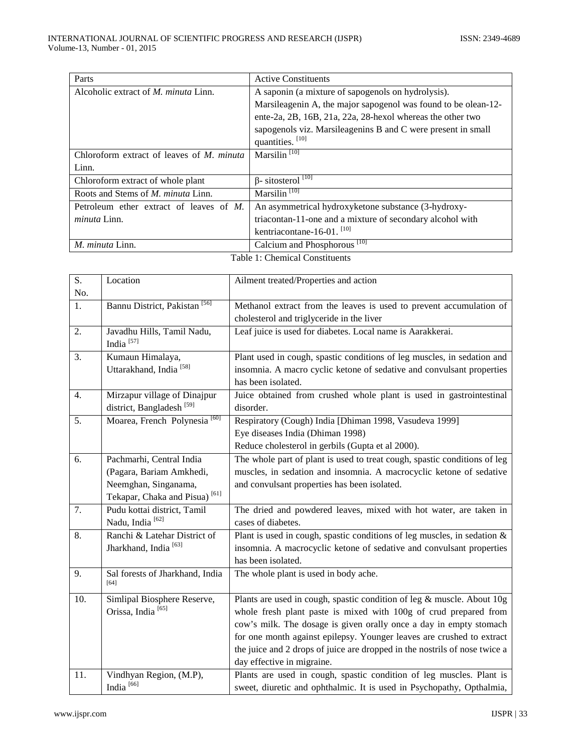| Parts | Active Constituents |
|---|---|
| Alcoholic extract of *M. minuta* Linn. | A saponin (a mixture of sapogenols on hydrolysis). Marsileagenin A, the major sapogenol was found to be olean-12-ente-2a, 2B, 16B, 21a, 22a, 28-hexol whereas the other two sapogenols viz. Marsileagenins B and C were present in small quantities. [10] |
| Chloroform extract of leaves of *M. minuta* Linn. | Marsilin [10] |
| Chloroform extract of whole plant | β- sitosterol [10] |
| Roots and Stems of *M. minuta* Linn. | Marsilin [10] |
| Petroleum ether extract of leaves of *M. minuta* Linn. | An asymmetrical hydroxyketone substance (3-hydroxy-triacontan-11-one and a mixture of secondary alcohol with kentriacontane-16-01. [10] |
| *M. minuta* Linn. | Calcium and Phosphorous [10] |

Table 1: Chemical Constituents

| S. No. | Location | Ailment treated/Properties and action |
|---|---|---|
| 1. | Bannu District, Pakistan [56] | Methanol extract from the leaves is used to prevent accumulation of cholesterol and triglyceride in the liver |
| 2. | Javadhu Hills, Tamil Nadu, India [57] | Leaf juice is used for diabetes. Local name is Aarakkerai. |
| 3. | Kumaun Himalaya, Uttarakhand, India [58] | Plant used in cough, spastic conditions of leg muscles, in sedation and insomnia. A macro cyclic ketone of sedative and convulsant properties has been isolated. |
| 4. | Mirzapur village of Dinajpur district, Bangladesh [59] | Juice obtained from crushed whole plant is used in gastrointestinal disorder. |
| 5. | Moarea, French Polynesia [60] | Respiratory (Cough) India [Dhiman 1998, Vasudeva 1999]<br>Eye diseases India (Dhiman 1998)<br>Reduce cholesterol in gerbils (Gupta et al 2000). |
| 6. | Pachmarhi, Central India (Pagara, Bariam Amkhedi, Neemghan, Singanama, Tekapar, Chaka and Pisua) [61] | The whole part of plant is used to treat cough, spastic conditions of leg muscles, in sedation and insomnia. A macrocyclic ketone of sedative and convulsant properties has been isolated. |
| 7. | Pudu kottai district, Tamil Nadu, India [62] | The dried and powdered leaves, mixed with hot water, are taken in cases of diabetes. |
| 8. | Ranchi & Latehar District of Jharkhand, India [63] | Plant is used in cough, spastic conditions of leg muscles, in sedation & insomnia. A macrocyclic ketone of sedative and convulsant properties has been isolated. |
| 9. | Sal forests of Jharkhand, India [64] | The whole plant is used in body ache. |
| 10. | Simlipal Biosphere Reserve, Orissa, India [65] | Plants are used in cough, spastic condition of leg & muscle. About 10g whole fresh plant paste is mixed with 100g of crud prepared from cow's milk. The dosage is given orally once a day in empty stomach for one month against epilepsy. Younger leaves are crushed to extract the juice and 2 drops of juice are dropped in the nostrils of nose twice a day effective in migraine. |
| 11. | Vindhyan Region, (M.P), India [66] | Plants are used in cough, spastic condition of leg muscles. Plant is sweet, diuretic and ophthalmic. It is used in Psychopathy, Opthalmia, |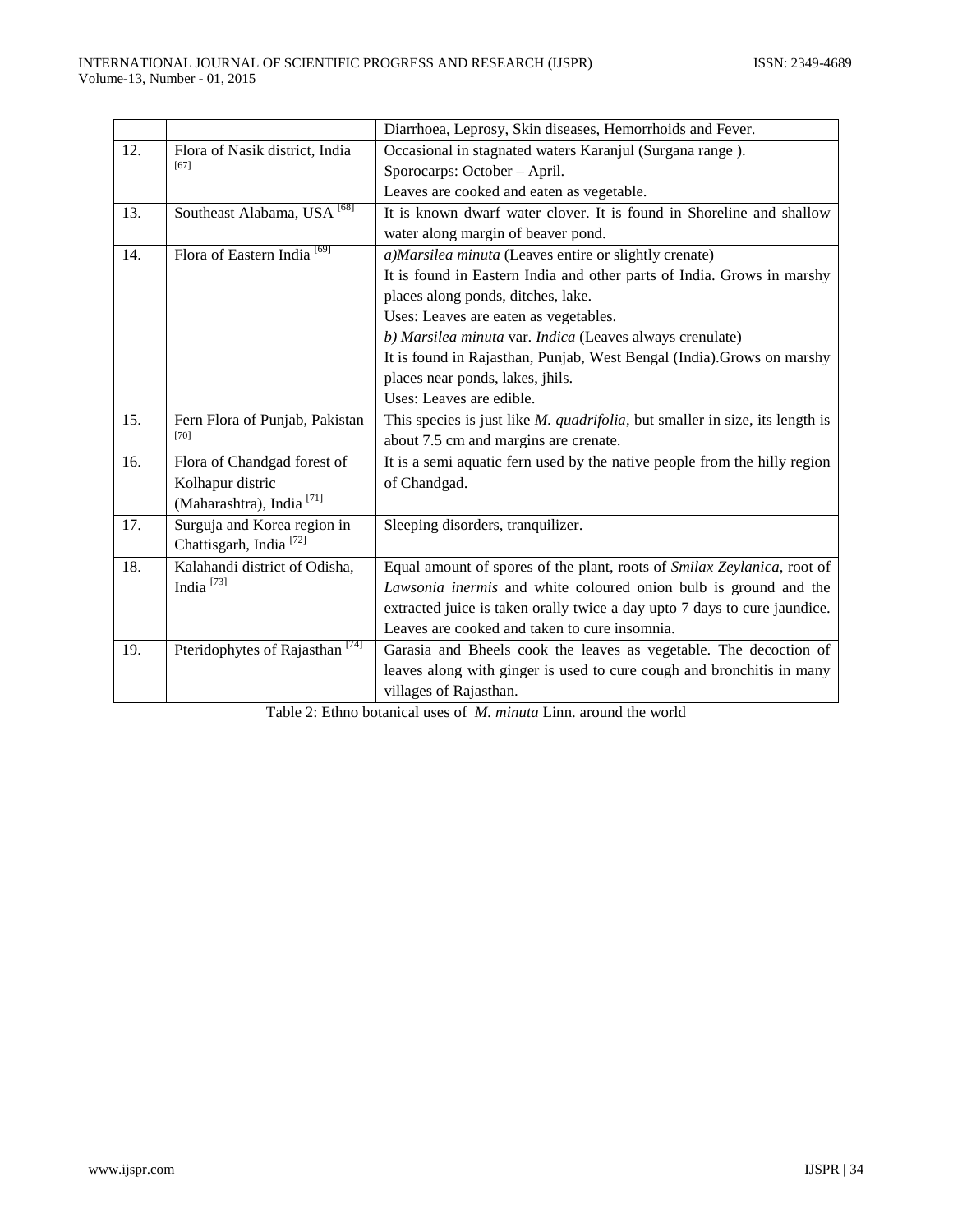| | | |
|---|---|---|
| | | Diarrhoea, Leprosy, Skin diseases, Hemorrhoids and Fever. |
| 12. | Flora of Nasik district, India [67] | Occasional in stagnated waters Karanjul (Surgana range ).<br>Sporocarps: October – April.<br>Leaves are cooked and eaten as vegetable. |
| 13. | Southeast Alabama, USA [68] | It is known dwarf water clover. It is found in Shoreline and shallow water along margin of beaver pond. |
| 14. | Flora of Eastern India [69] | *a)Marsilea minuta* (Leaves entire or slightly crenate)<br>It is found in Eastern India and other parts of India. Grows in marshy places along ponds, ditches, lake.<br>Uses: Leaves are eaten as vegetables.<br>*b) Marsilea minuta* var. *Indica* (Leaves always crenulate)<br>It is found in Rajasthan, Punjab, West Bengal (India).Grows on marshy places near ponds, lakes, jhils.<br>Uses: Leaves are edible. |
| 15. | Fern Flora of Punjab, Pakistan [70] | This species is just like *M. quadrifolia*, but smaller in size, its length is about 7.5 cm and margins are crenate. |
| 16. | Flora of Chandgad forest of Kolhapur distric (Maharashtra), India [71] | It is a semi aquatic fern used by the native people from the hilly region of Chandgad. |
| 17. | Surguja and Korea region in Chattisgarh, India [72] | Sleeping disorders, tranquilizer. |
| 18. | Kalahandi district of Odisha, India [73] | Equal amount of spores of the plant, roots of *Smilax Zeylanica*, root of *Lawsonia inermis* and white coloured onion bulb is ground and the extracted juice is taken orally twice a day upto 7 days to cure jaundice.<br>Leaves are cooked and taken to cure insomnia. |
| 19. | Pteridophytes of Rajasthan [74] | Garasia and Bheels cook the leaves as vegetable. The decoction of leaves along with ginger is used to cure cough and bronchitis in many villages of Rajasthan. |

Table 2: Ethno botanical uses of *M. minuta* Linn. around the world